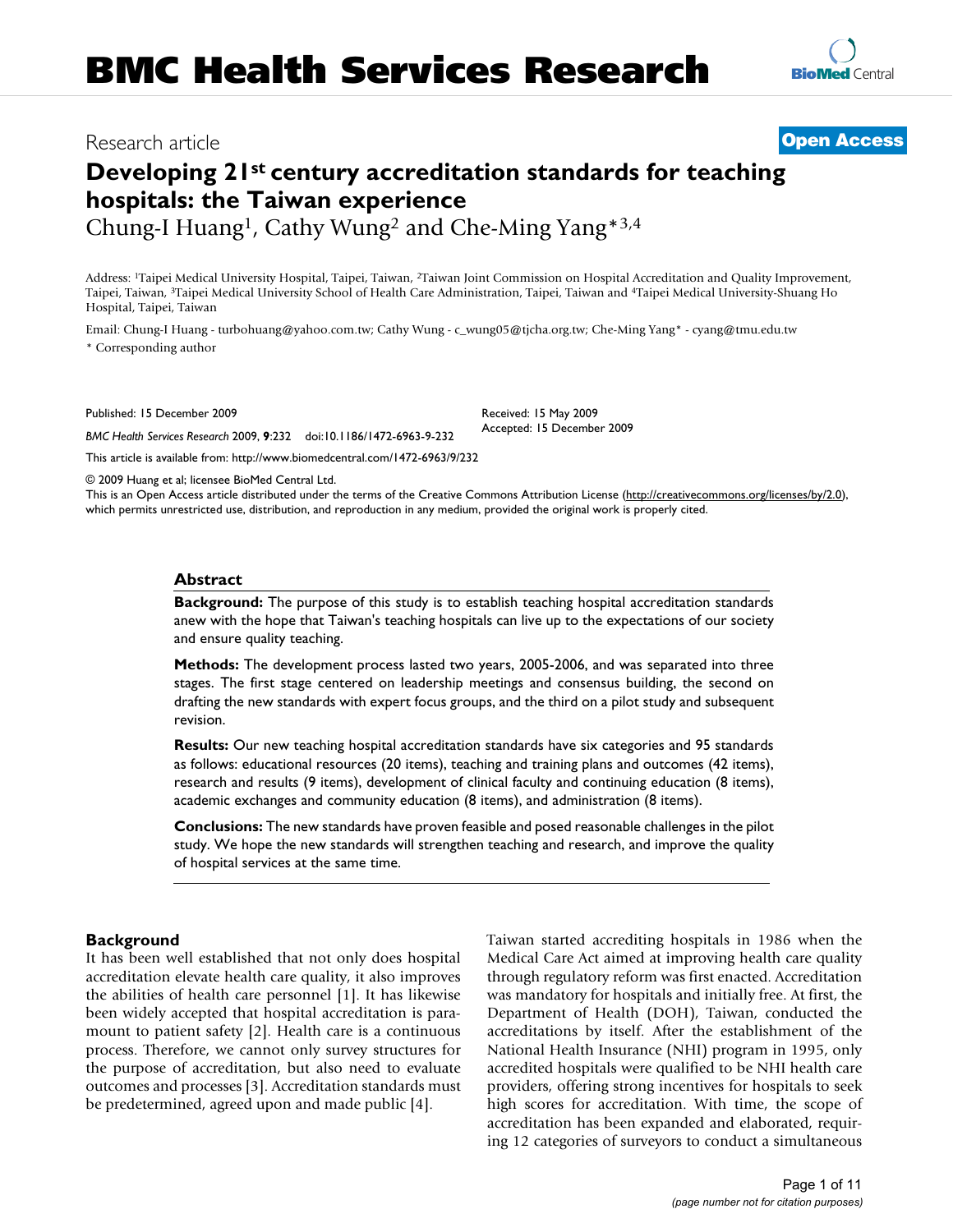# BMC Health Services Research

Research article

**Open Access**

## Developing 21st century accreditation standards for teaching hospitals: the Taiwan experience

Chung-I Huang[1], Cathy Wung[2] and Che-Ming Yang*[3,4]

Address: [1]Taipei Medical University Hospital, Taipei, Taiwan, [2]Taiwan Joint Commission on Hospital Accreditation and Quality Improvement, Taipei, Taiwan, [3]Taipei Medical University School of Health Care Administration, Taipei, Taiwan and [4]Taipei Medical University-Shuang Ho Hospital, Taipei, Taiwan

Email: Chung-I Huang - turbohuang@yahoo.com.tw; Cathy Wung - c_wung05@tjcha.org.tw; Che-Ming Yang* - cyang@tmu.edu.tw

* Corresponding author

Published: 15 December 2009

*BMC Health Services Research* 2009, **9**:232 doi:10.1186/1472-6963-9-232

Received: 15 May 2009
Accepted: 15 December 2009

This article is available from: http://www.biomedcentral.com/1472-6963/9/232

© 2009 Huang et al; licensee BioMed Central Ltd.
This is an Open Access article distributed under the terms of the Creative Commons Attribution License (http://creativecommons.org/licenses/by/2.0), which permits unrestricted use, distribution, and reproduction in any medium, provided the original work is properly cited.

### Abstract

**Background:** The purpose of this study is to establish teaching hospital accreditation standards anew with the hope that Taiwan's teaching hospitals can live up to the expectations of our society and ensure quality teaching.

**Methods:** The development process lasted two years, 2005-2006, and was separated into three stages. The first stage centered on leadership meetings and consensus building, the second on drafting the new standards with expert focus groups, and the third on a pilot study and subsequent revision.

**Results:** Our new teaching hospital accreditation standards have six categories and 95 standards as follows: educational resources (20 items), teaching and training plans and outcomes (42 items), research and results (9 items), development of clinical faculty and continuing education (8 items), academic exchanges and community education (8 items), and administration (8 items).

**Conclusions:** The new standards have proven feasible and posed reasonable challenges in the pilot study. We hope the new standards will strengthen teaching and research, and improve the quality of hospital services at the same time.

### Background

It has been well established that not only does hospital accreditation elevate health care quality, it also improves the abilities of health care personnel [1]. It has likewise been widely accepted that hospital accreditation is paramount to patient safety [2]. Health care is a continuous process. Therefore, we cannot only survey structures for the purpose of accreditation, but also need to evaluate outcomes and processes [3]. Accreditation standards must be predetermined, agreed upon and made public [4].

Taiwan started accrediting hospitals in 1986 when the Medical Care Act aimed at improving health care quality through regulatory reform was first enacted. Accreditation was mandatory for hospitals and initially free. At first, the Department of Health (DOH), Taiwan, conducted the accreditations by itself. After the establishment of the National Health Insurance (NHI) program in 1995, only accredited hospitals were qualified to be NHI health care providers, offering strong incentives for hospitals to seek high scores for accreditation. With time, the scope of accreditation has been expanded and elaborated, requiring 12 categories of surveyors to conduct a simultaneous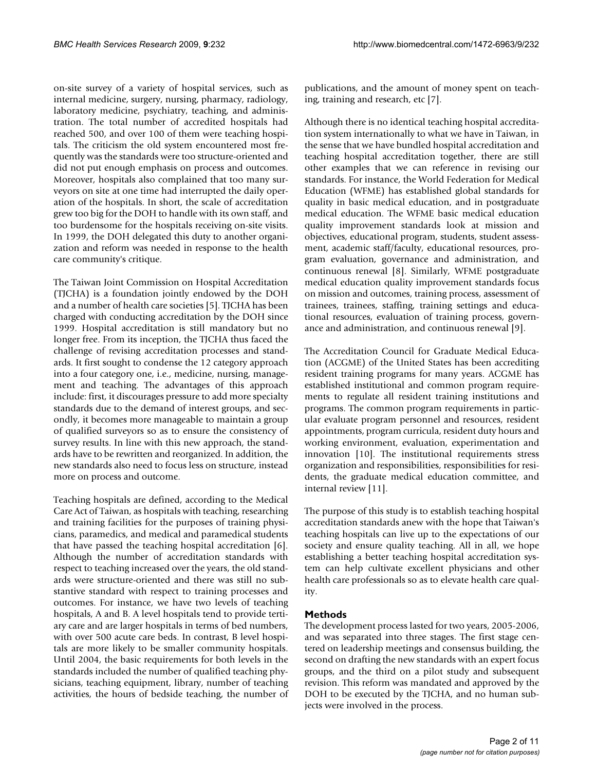on-site survey of a variety of hospital services, such as internal medicine, surgery, nursing, pharmacy, radiology, laboratory medicine, psychiatry, teaching, and administration. The total number of accredited hospitals had reached 500, and over 100 of them were teaching hospitals. The criticism the old system encountered most frequently was the standards were too structure-oriented and did not put enough emphasis on process and outcomes. Moreover, hospitals also complained that too many surveyors on site at one time had interrupted the daily operation of the hospitals. In short, the scale of accreditation grew too big for the DOH to handle with its own staff, and too burdensome for the hospitals receiving on-site visits. In 1999, the DOH delegated this duty to another organization and reform was needed in response to the health care community's critique.

The Taiwan Joint Commission on Hospital Accreditation (TJCHA) is a foundation jointly endowed by the DOH and a number of health care societies [5]. TJCHA has been charged with conducting accreditation by the DOH since 1999. Hospital accreditation is still mandatory but no longer free. From its inception, the TJCHA thus faced the challenge of revising accreditation processes and standards. It first sought to condense the 12 category approach into a four category one, i.e., medicine, nursing, management and teaching. The advantages of this approach include: first, it discourages pressure to add more specialty standards due to the demand of interest groups, and secondly, it becomes more manageable to maintain a group of qualified surveyors so as to ensure the consistency of survey results. In line with this new approach, the standards have to be rewritten and reorganized. In addition, the new standards also need to focus less on structure, instead more on process and outcome.

Teaching hospitals are defined, according to the Medical Care Act of Taiwan, as hospitals with teaching, researching and training facilities for the purposes of training physicians, paramedics, and medical and paramedical students that have passed the teaching hospital accreditation [6]. Although the number of accreditation standards with respect to teaching increased over the years, the old standards were structure-oriented and there was still no substantive standard with respect to training processes and outcomes. For instance, we have two levels of teaching hospitals, A and B. A level hospitals tend to provide tertiary care and are larger hospitals in terms of bed numbers, with over 500 acute care beds. In contrast, B level hospitals are more likely to be smaller community hospitals. Until 2004, the basic requirements for both levels in the standards included the number of qualified teaching physicians, teaching equipment, library, number of teaching activities, the hours of bedside teaching, the number of publications, and the amount of money spent on teaching, training and research, etc [7].

Although there is no identical teaching hospital accreditation system internationally to what we have in Taiwan, in the sense that we have bundled hospital accreditation and teaching hospital accreditation together, there are still other examples that we can reference in revising our standards. For instance, the World Federation for Medical Education (WFME) has established global standards for quality in basic medical education, and in postgraduate medical education. The WFME basic medical education quality improvement standards look at mission and objectives, educational program, students, student assessment, academic staff/faculty, educational resources, program evaluation, governance and administration, and continuous renewal [8]. Similarly, WFME postgraduate medical education quality improvement standards focus on mission and outcomes, training process, assessment of trainees, trainees, staffing, training settings and educational resources, evaluation of training process, governance and administration, and continuous renewal [9].

The Accreditation Council for Graduate Medical Education (ACGME) of the United States has been accrediting resident training programs for many years. ACGME has established institutional and common program requirements to regulate all resident training institutions and programs. The common program requirements in particular evaluate program personnel and resources, resident appointments, program curricula, resident duty hours and working environment, evaluation, experimentation and innovation [10]. The institutional requirements stress organization and responsibilities, responsibilities for residents, the graduate medical education committee, and internal review [11].

The purpose of this study is to establish teaching hospital accreditation standards anew with the hope that Taiwan's teaching hospitals can live up to the expectations of our society and ensure quality teaching. All in all, we hope establishing a better teaching hospital accreditation system can help cultivate excellent physicians and other health care professionals so as to elevate health care quality.

## Methods

The development process lasted for two years, 2005-2006, and was separated into three stages. The first stage centered on leadership meetings and consensus building, the second on drafting the new standards with an expert focus groups, and the third on a pilot study and subsequent revision. This reform was mandated and approved by the DOH to be executed by the TJCHA, and no human subjects were involved in the process.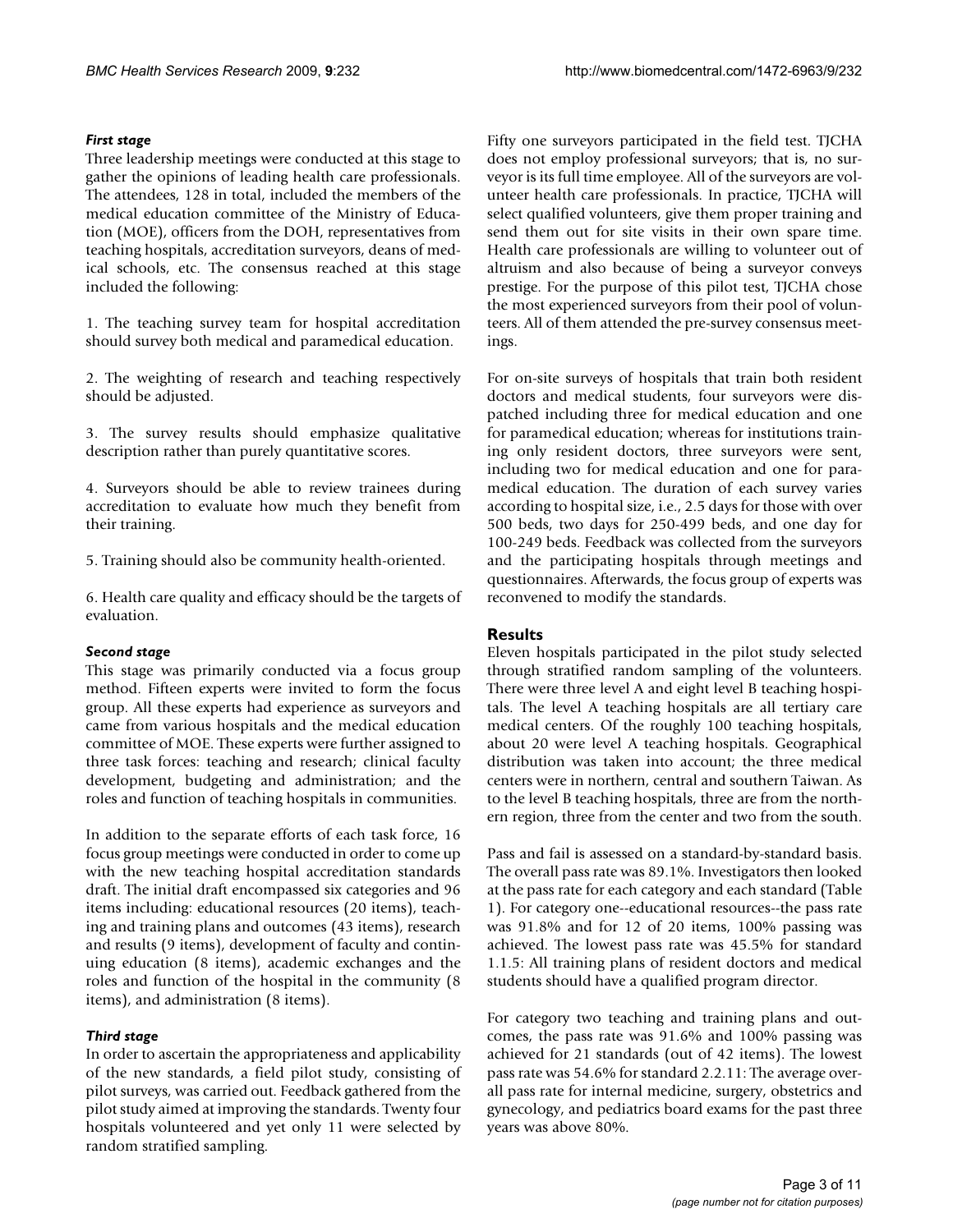### *First stage*

Three leadership meetings were conducted at this stage to gather the opinions of leading health care professionals. The attendees, 128 in total, included the members of the medical education committee of the Ministry of Education (MOE), officers from the DOH, representatives from teaching hospitals, accreditation surveyors, deans of medical schools, etc. The consensus reached at this stage included the following:

1. The teaching survey team for hospital accreditation should survey both medical and paramedical education.

2. The weighting of research and teaching respectively should be adjusted.

3. The survey results should emphasize qualitative description rather than purely quantitative scores.

4. Surveyors should be able to review trainees during accreditation to evaluate how much they benefit from their training.

5. Training should also be community health-oriented.

6. Health care quality and efficacy should be the targets of evaluation.

### *Second stage*

This stage was primarily conducted via a focus group method. Fifteen experts were invited to form the focus group. All these experts had experience as surveyors and came from various hospitals and the medical education committee of MOE. These experts were further assigned to three task forces: teaching and research; clinical faculty development, budgeting and administration; and the roles and function of teaching hospitals in communities.

In addition to the separate efforts of each task force, 16 focus group meetings were conducted in order to come up with the new teaching hospital accreditation standards draft. The initial draft encompassed six categories and 96 items including: educational resources (20 items), teaching and training plans and outcomes (43 items), research and results (9 items), development of faculty and continuing education (8 items), academic exchanges and the roles and function of the hospital in the community (8 items), and administration (8 items).

### *Third stage*

In order to ascertain the appropriateness and applicability of the new standards, a field pilot study, consisting of pilot surveys, was carried out. Feedback gathered from the pilot study aimed at improving the standards. Twenty four hospitals volunteered and yet only 11 were selected by random stratified sampling.

Fifty one surveyors participated in the field test. TJCHA does not employ professional surveyors; that is, no surveyor is its full time employee. All of the surveyors are volunteer health care professionals. In practice, TJCHA will select qualified volunteers, give them proper training and send them out for site visits in their own spare time. Health care professionals are willing to volunteer out of altruism and also because of being a surveyor conveys prestige. For the purpose of this pilot test, TJCHA chose the most experienced surveyors from their pool of volunteers. All of them attended the pre-survey consensus meetings.

For on-site surveys of hospitals that train both resident doctors and medical students, four surveyors were dispatched including three for medical education and one for paramedical education; whereas for institutions training only resident doctors, three surveyors were sent, including two for medical education and one for paramedical education. The duration of each survey varies according to hospital size, i.e., 2.5 days for those with over 500 beds, two days for 250-499 beds, and one day for 100-249 beds. Feedback was collected from the surveyors and the participating hospitals through meetings and questionnaires. Afterwards, the focus group of experts was reconvened to modify the standards.

## Results

Eleven hospitals participated in the pilot study selected through stratified random sampling of the volunteers. There were three level A and eight level B teaching hospitals. The level A teaching hospitals are all tertiary care medical centers. Of the roughly 100 teaching hospitals, about 20 were level A teaching hospitals. Geographical distribution was taken into account; the three medical centers were in northern, central and southern Taiwan. As to the level B teaching hospitals, three are from the northern region, three from the center and two from the south.

Pass and fail is assessed on a standard-by-standard basis. The overall pass rate was 89.1%. Investigators then looked at the pass rate for each category and each standard (Table 1). For category one--educational resources--the pass rate was 91.8% and for 12 of 20 items, 100% passing was achieved. The lowest pass rate was 45.5% for standard 1.1.5: All training plans of resident doctors and medical students should have a qualified program director.

For category two teaching and training plans and outcomes, the pass rate was 91.6% and 100% passing was achieved for 21 standards (out of 42 items). The lowest pass rate was 54.6% for standard 2.2.11: The average overall pass rate for internal medicine, surgery, obstetrics and gynecology, and pediatrics board exams for the past three years was above 80%.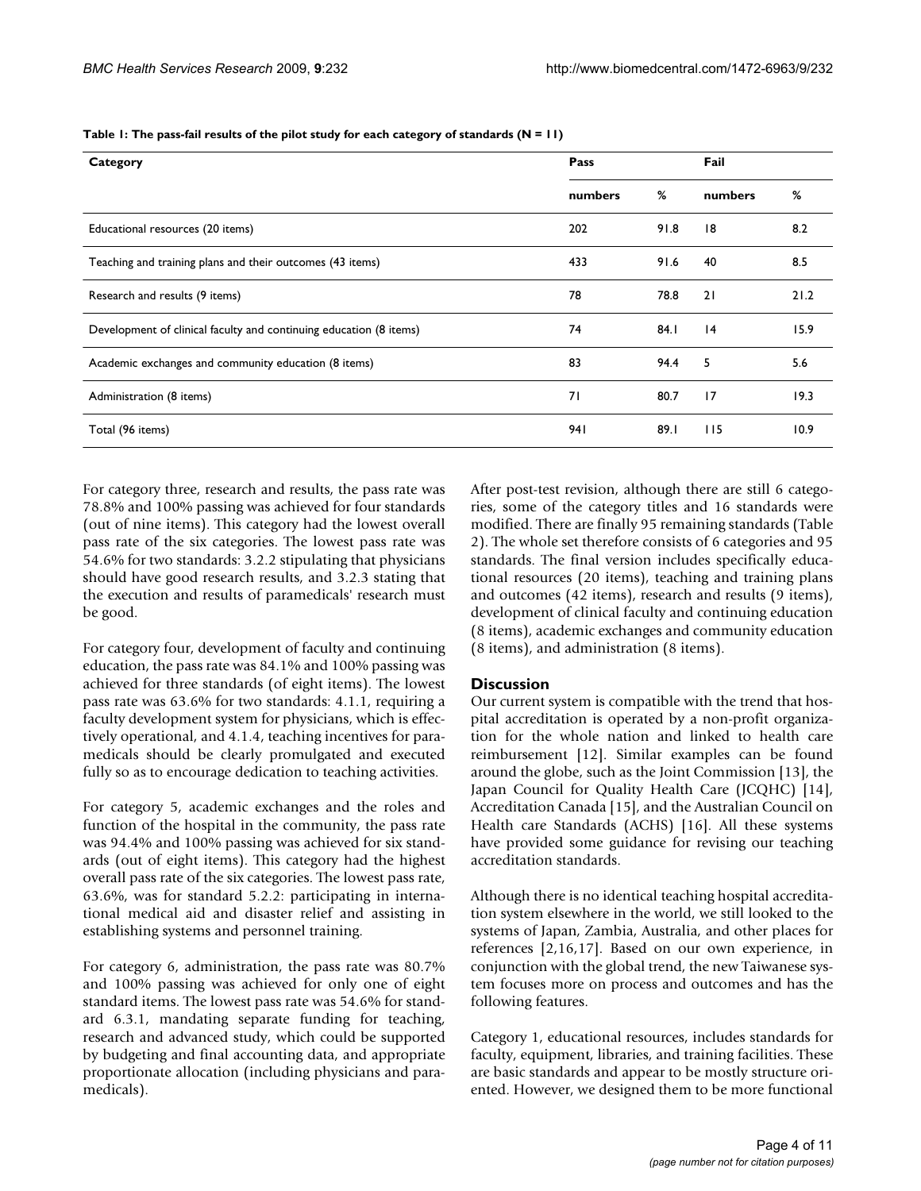**Table 1: The pass-fail results of the pilot study for each category of standards (N = 11)**

| Category | Pass | | Fail | |
|---|---|---|---|---|
| | numbers | % | numbers | % |
| Educational resources (20 items) | 202 | 91.8 | 18 | 8.2 |
| Teaching and training plans and their outcomes (43 items) | 433 | 91.6 | 40 | 8.5 |
| Research and results (9 items) | 78 | 78.8 | 21 | 21.2 |
| Development of clinical faculty and continuing education (8 items) | 74 | 84.1 | 14 | 15.9 |
| Academic exchanges and community education (8 items) | 83 | 94.4 | 5 | 5.6 |
| Administration (8 items) | 71 | 80.7 | 17 | 19.3 |
| Total (96 items) | 941 | 89.1 | 115 | 10.9 |

For category three, research and results, the pass rate was 78.8% and 100% passing was achieved for four standards (out of nine items). This category had the lowest overall pass rate of the six categories. The lowest pass rate was 54.6% for two standards: 3.2.2 stipulating that physicians should have good research results, and 3.2.3 stating that the execution and results of paramedicals' research must be good.

For category four, development of faculty and continuing education, the pass rate was 84.1% and 100% passing was achieved for three standards (of eight items). The lowest pass rate was 63.6% for two standards: 4.1.1, requiring a faculty development system for physicians, which is effectively operational, and 4.1.4, teaching incentives for paramedicals should be clearly promulgated and executed fully so as to encourage dedication to teaching activities.

For category 5, academic exchanges and the roles and function of the hospital in the community, the pass rate was 94.4% and 100% passing was achieved for six standards (out of eight items). This category had the highest overall pass rate of the six categories. The lowest pass rate, 63.6%, was for standard 5.2.2: participating in international medical aid and disaster relief and assisting in establishing systems and personnel training.

For category 6, administration, the pass rate was 80.7% and 100% passing was achieved for only one of eight standard items. The lowest pass rate was 54.6% for standard 6.3.1, mandating separate funding for teaching, research and advanced study, which could be supported by budgeting and final accounting data, and appropriate proportionate allocation (including physicians and paramedicals).

After post-test revision, although there are still 6 categories, some of the category titles and 16 standards were modified. There are finally 95 remaining standards (Table 2). The whole set therefore consists of 6 categories and 95 standards. The final version includes specifically educational resources (20 items), teaching and training plans and outcomes (42 items), research and results (9 items), development of clinical faculty and continuing education (8 items), academic exchanges and community education (8 items), and administration (8 items).

## Discussion

Our current system is compatible with the trend that hospital accreditation is operated by a non-profit organization for the whole nation and linked to health care reimbursement [12]. Similar examples can be found around the globe, such as the Joint Commission [13], the Japan Council for Quality Health Care (JCQHC) [14], Accreditation Canada [15], and the Australian Council on Health care Standards (ACHS) [16]. All these systems have provided some guidance for revising our teaching accreditation standards.

Although there is no identical teaching hospital accreditation system elsewhere in the world, we still looked to the systems of Japan, Zambia, Australia, and other places for references [2,16,17]. Based on our own experience, in conjunction with the global trend, the new Taiwanese system focuses more on process and outcomes and has the following features.

Category 1, educational resources, includes standards for faculty, equipment, libraries, and training facilities. These are basic standards and appear to be mostly structure oriented. However, we designed them to be more functional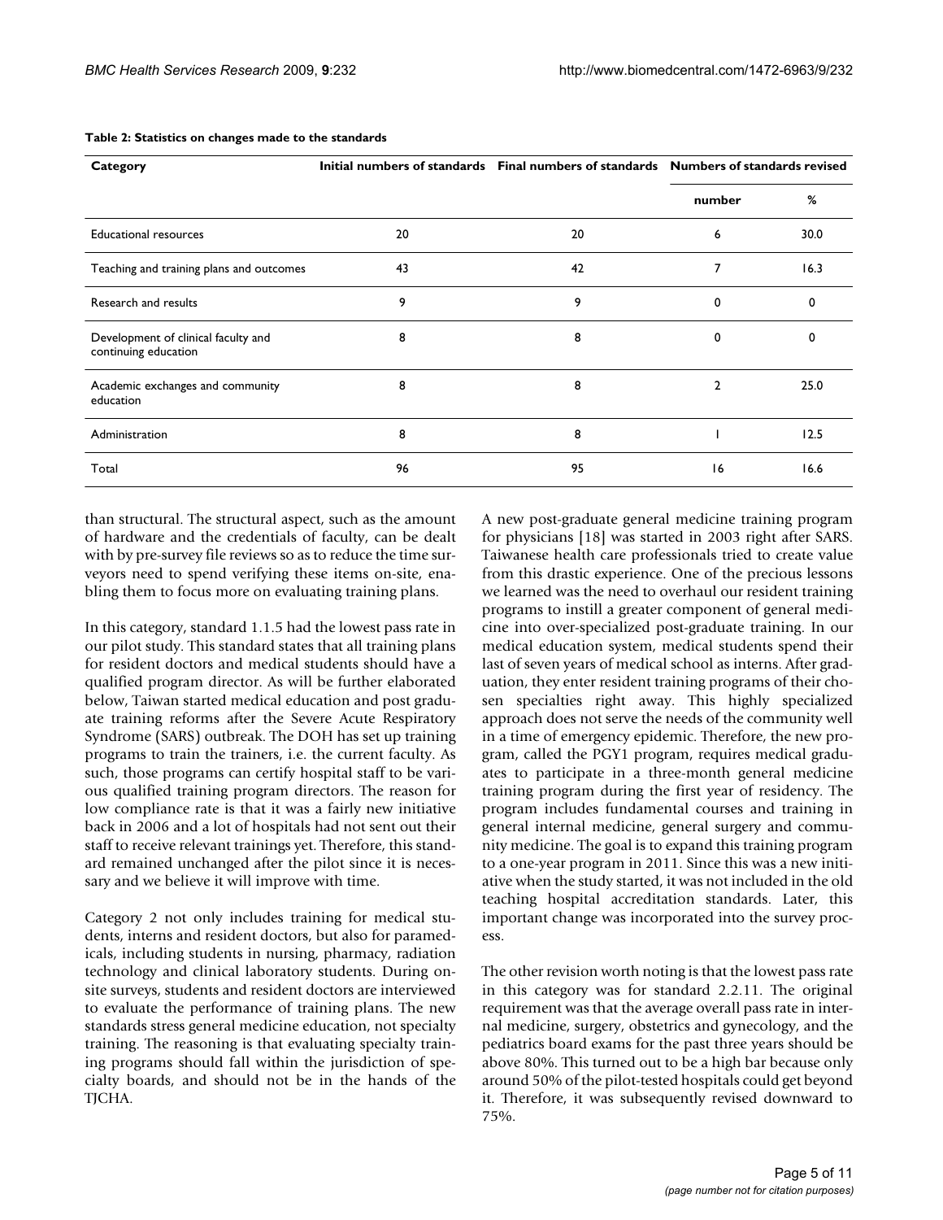**Table 2: Statistics on changes made to the standards**

| Category | Initial numbers of standards | Final numbers of standards | Numbers of standards revised | |
|---|---|---|---|---|
| | | | number | % |
| Educational resources | 20 | 20 | 6 | 30.0 |
| Teaching and training plans and outcomes | 43 | 42 | 7 | 16.3 |
| Research and results | 9 | 9 | 0 | 0 |
| Development of clinical faculty and continuing education | 8 | 8 | 0 | 0 |
| Academic exchanges and community education | 8 | 8 | 2 | 25.0 |
| Administration | 8 | 8 | 1 | 12.5 |
| Total | 96 | 95 | 16 | 16.6 |

than structural. The structural aspect, such as the amount of hardware and the credentials of faculty, can be dealt with by pre-survey file reviews so as to reduce the time surveyors need to spend verifying these items on-site, enabling them to focus more on evaluating training plans.

In this category, standard 1.1.5 had the lowest pass rate in our pilot study. This standard states that all training plans for resident doctors and medical students should have a qualified program director. As will be further elaborated below, Taiwan started medical education and post graduate training reforms after the Severe Acute Respiratory Syndrome (SARS) outbreak. The DOH has set up training programs to train the trainers, i.e. the current faculty. As such, those programs can certify hospital staff to be various qualified training program directors. The reason for low compliance rate is that it was a fairly new initiative back in 2006 and a lot of hospitals had not sent out their staff to receive relevant trainings yet. Therefore, this standard remained unchanged after the pilot since it is necessary and we believe it will improve with time.

Category 2 not only includes training for medical students, interns and resident doctors, but also for paramedicals, including students in nursing, pharmacy, radiation technology and clinical laboratory students. During on-site surveys, students and resident doctors are interviewed to evaluate the performance of training plans. The new standards stress general medicine education, not specialty training. The reasoning is that evaluating specialty training programs should fall within the jurisdiction of specialty boards, and should not be in the hands of the TJCHA.

A new post-graduate general medicine training program for physicians [18] was started in 2003 right after SARS. Taiwanese health care professionals tried to create value from this drastic experience. One of the precious lessons we learned was the need to overhaul our resident training programs to instill a greater component of general medicine into over-specialized post-graduate training. In our medical education system, medical students spend their last of seven years of medical school as interns. After graduation, they enter resident training programs of their chosen specialties right away. This highly specialized approach does not serve the needs of the community well in a time of emergency epidemic. Therefore, the new program, called the PGY1 program, requires medical graduates to participate in a three-month general medicine training program during the first year of residency. The program includes fundamental courses and training in general internal medicine, general surgery and community medicine. The goal is to expand this training program to a one-year program in 2011. Since this was a new initiative when the study started, it was not included in the old teaching hospital accreditation standards. Later, this important change was incorporated into the survey process.

The other revision worth noting is that the lowest pass rate in this category was for standard 2.2.11. The original requirement was that the average overall pass rate in internal medicine, surgery, obstetrics and gynecology, and the pediatrics board exams for the past three years should be above 80%. This turned out to be a high bar because only around 50% of the pilot-tested hospitals could get beyond it. Therefore, it was subsequently revised downward to 75%.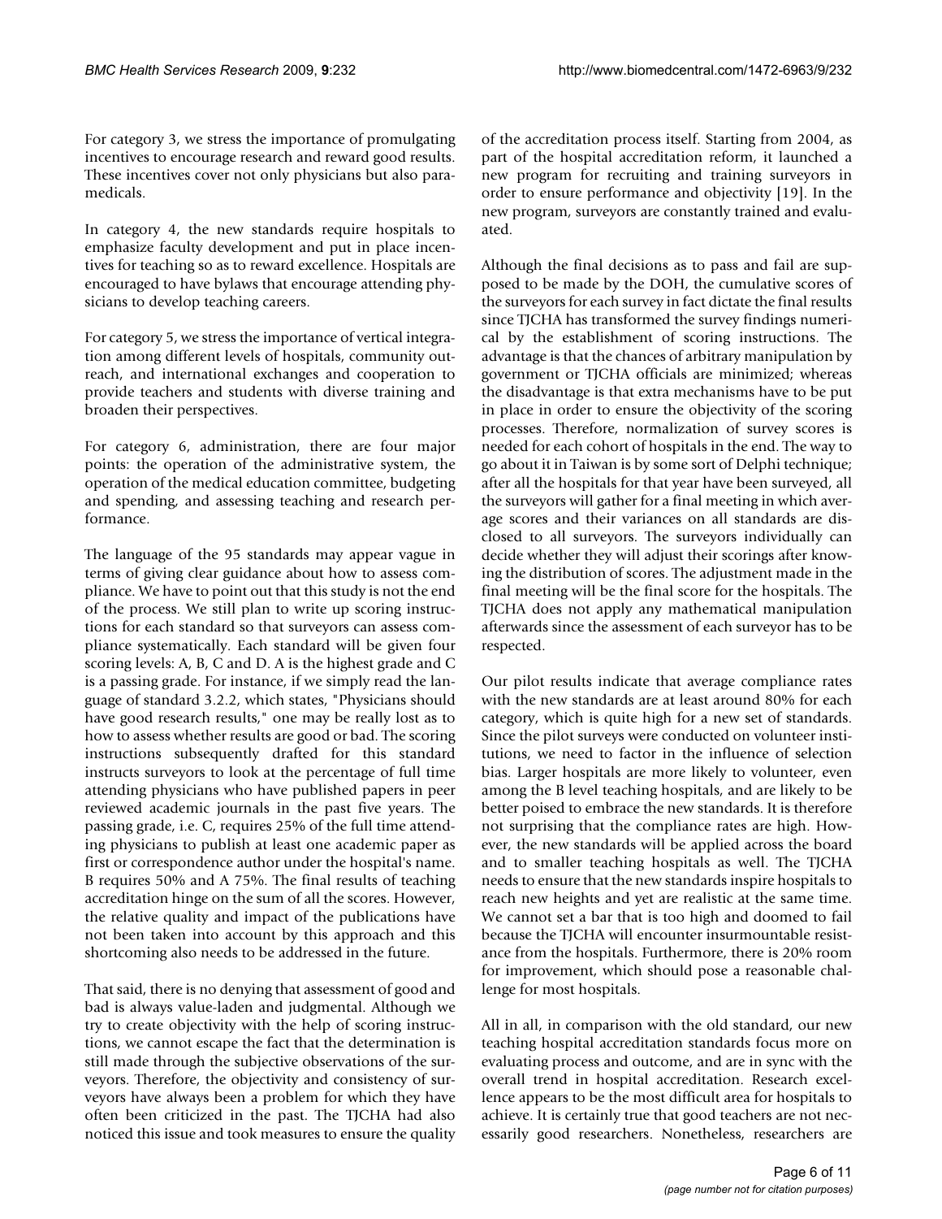For category 3, we stress the importance of promulgating incentives to encourage research and reward good results. These incentives cover not only physicians but also paramedicals.

In category 4, the new standards require hospitals to emphasize faculty development and put in place incentives for teaching so as to reward excellence. Hospitals are encouraged to have bylaws that encourage attending physicians to develop teaching careers.

For category 5, we stress the importance of vertical integration among different levels of hospitals, community outreach, and international exchanges and cooperation to provide teachers and students with diverse training and broaden their perspectives.

For category 6, administration, there are four major points: the operation of the administrative system, the operation of the medical education committee, budgeting and spending, and assessing teaching and research performance.

The language of the 95 standards may appear vague in terms of giving clear guidance about how to assess compliance. We have to point out that this study is not the end of the process. We still plan to write up scoring instructions for each standard so that surveyors can assess compliance systematically. Each standard will be given four scoring levels: A, B, C and D. A is the highest grade and C is a passing grade. For instance, if we simply read the language of standard 3.2.2, which states, "Physicians should have good research results," one may be really lost as to how to assess whether results are good or bad. The scoring instructions subsequently drafted for this standard instructs surveyors to look at the percentage of full time attending physicians who have published papers in peer reviewed academic journals in the past five years. The passing grade, i.e. C, requires 25% of the full time attending physicians to publish at least one academic paper as first or correspondence author under the hospital's name. B requires 50% and A 75%. The final results of teaching accreditation hinge on the sum of all the scores. However, the relative quality and impact of the publications have not been taken into account by this approach and this shortcoming also needs to be addressed in the future.

That said, there is no denying that assessment of good and bad is always value-laden and judgmental. Although we try to create objectivity with the help of scoring instructions, we cannot escape the fact that the determination is still made through the subjective observations of the surveyors. Therefore, the objectivity and consistency of surveyors have always been a problem for which they have often been criticized in the past. The TJCHA had also noticed this issue and took measures to ensure the quality of the accreditation process itself. Starting from 2004, as part of the hospital accreditation reform, it launched a new program for recruiting and training surveyors in order to ensure performance and objectivity [19]. In the new program, surveyors are constantly trained and evaluated.

Although the final decisions as to pass and fail are supposed to be made by the DOH, the cumulative scores of the surveyors for each survey in fact dictate the final results since TJCHA has transformed the survey findings numerical by the establishment of scoring instructions. The advantage is that the chances of arbitrary manipulation by government or TJCHA officials are minimized; whereas the disadvantage is that extra mechanisms have to be put in place in order to ensure the objectivity of the scoring processes. Therefore, normalization of survey scores is needed for each cohort of hospitals in the end. The way to go about it in Taiwan is by some sort of Delphi technique; after all the hospitals for that year have been surveyed, all the surveyors will gather for a final meeting in which average scores and their variances on all standards are disclosed to all surveyors. The surveyors individually can decide whether they will adjust their scorings after knowing the distribution of scores. The adjustment made in the final meeting will be the final score for the hospitals. The TJCHA does not apply any mathematical manipulation afterwards since the assessment of each surveyor has to be respected.

Our pilot results indicate that average compliance rates with the new standards are at least around 80% for each category, which is quite high for a new set of standards. Since the pilot surveys were conducted on volunteer institutions, we need to factor in the influence of selection bias. Larger hospitals are more likely to volunteer, even among the B level teaching hospitals, and are likely to be better poised to embrace the new standards. It is therefore not surprising that the compliance rates are high. However, the new standards will be applied across the board and to smaller teaching hospitals as well. The TJCHA needs to ensure that the new standards inspire hospitals to reach new heights and yet are realistic at the same time. We cannot set a bar that is too high and doomed to fail because the TJCHA will encounter insurmountable resistance from the hospitals. Furthermore, there is 20% room for improvement, which should pose a reasonable challenge for most hospitals.

All in all, in comparison with the old standard, our new teaching hospital accreditation standards focus more on evaluating process and outcome, and are in sync with the overall trend in hospital accreditation. Research excellence appears to be the most difficult area for hospitals to achieve. It is certainly true that good teachers are not necessarily good researchers. Nonetheless, researchers are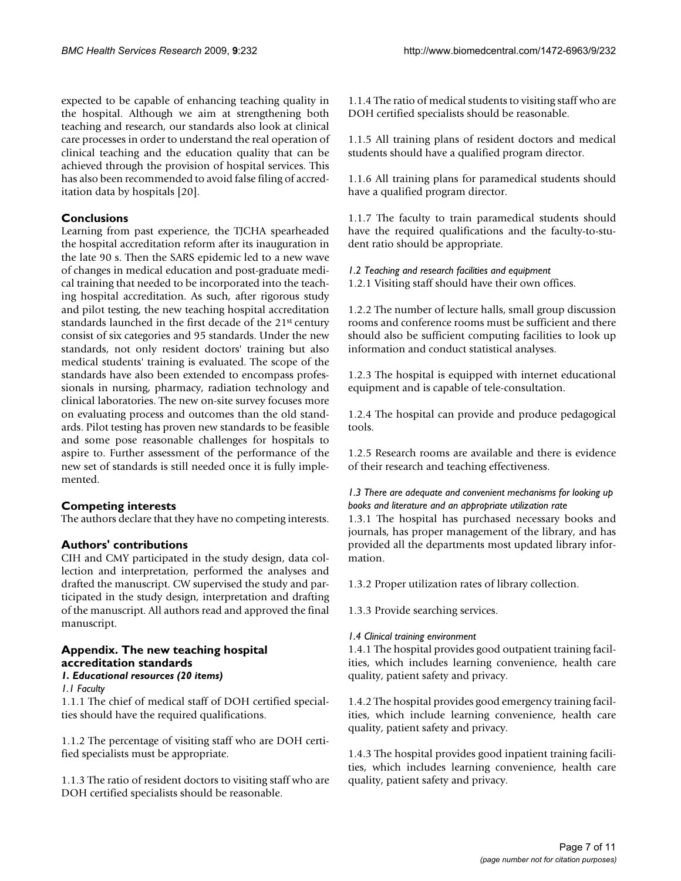expected to be capable of enhancing teaching quality in the hospital. Although we aim at strengthening both teaching and research, our standards also look at clinical care processes in order to understand the real operation of clinical teaching and the education quality that can be achieved through the provision of hospital services. This has also been recommended to avoid false filing of accreditation data by hospitals [20].

## Conclusions

Learning from past experience, the TJCHA spearheaded the hospital accreditation reform after its inauguration in the late 90 s. Then the SARS epidemic led to a new wave of changes in medical education and post-graduate medical training that needed to be incorporated into the teaching hospital accreditation. As such, after rigorous study and pilot testing, the new teaching hospital accreditation standards launched in the first decade of the 21st century consist of six categories and 95 standards. Under the new standards, not only resident doctors' training but also medical students' training is evaluated. The scope of the standards have also been extended to encompass professionals in nursing, pharmacy, radiation technology and clinical laboratories. The new on-site survey focuses more on evaluating process and outcomes than the old standards. Pilot testing has proven new standards to be feasible and some pose reasonable challenges for hospitals to aspire to. Further assessment of the performance of the new set of standards is still needed once it is fully implemented.

## Competing interests

The authors declare that they have no competing interests.

## Authors' contributions

CIH and CMY participated in the study design, data collection and interpretation, performed the analyses and drafted the manuscript. CW supervised the study and participated in the study design, interpretation and drafting of the manuscript. All authors read and approved the final manuscript.

## Appendix. The new teaching hospital accreditation standards

### *1. Educational resources (20 items)*

*1.1 Faculty*

1.1.1 The chief of medical staff of DOH certified specialties should have the required qualifications.

1.1.2 The percentage of visiting staff who are DOH certified specialists must be appropriate.

1.1.3 The ratio of resident doctors to visiting staff who are DOH certified specialists should be reasonable.

1.1.4 The ratio of medical students to visiting staff who are DOH certified specialists should be reasonable.

1.1.5 All training plans of resident doctors and medical students should have a qualified program director.

1.1.6 All training plans for paramedical students should have a qualified program director.

1.1.7 The faculty to train paramedical students should have the required qualifications and the faculty-to-student ratio should be appropriate.

*1.2 Teaching and research facilities and equipment*

1.2.1 Visiting staff should have their own offices.

1.2.2 The number of lecture halls, small group discussion rooms and conference rooms must be sufficient and there should also be sufficient computing facilities to look up information and conduct statistical analyses.

1.2.3 The hospital is equipped with internet educational equipment and is capable of tele-consultation.

1.2.4 The hospital can provide and produce pedagogical tools.

1.2.5 Research rooms are available and there is evidence of their research and teaching effectiveness.

*1.3 There are adequate and convenient mechanisms for looking up books and literature and an appropriate utilization rate*

1.3.1 The hospital has purchased necessary books and journals, has proper management of the library, and has provided all the departments most updated library information.

1.3.2 Proper utilization rates of library collection.

1.3.3 Provide searching services.

*1.4 Clinical training environment*

1.4.1 The hospital provides good outpatient training facilities, which includes learning convenience, health care quality, patient safety and privacy.

1.4.2 The hospital provides good emergency training facilities, which include learning convenience, health care quality, patient safety and privacy.

1.4.3 The hospital provides good inpatient training facilities, which includes learning convenience, health care quality, patient safety and privacy.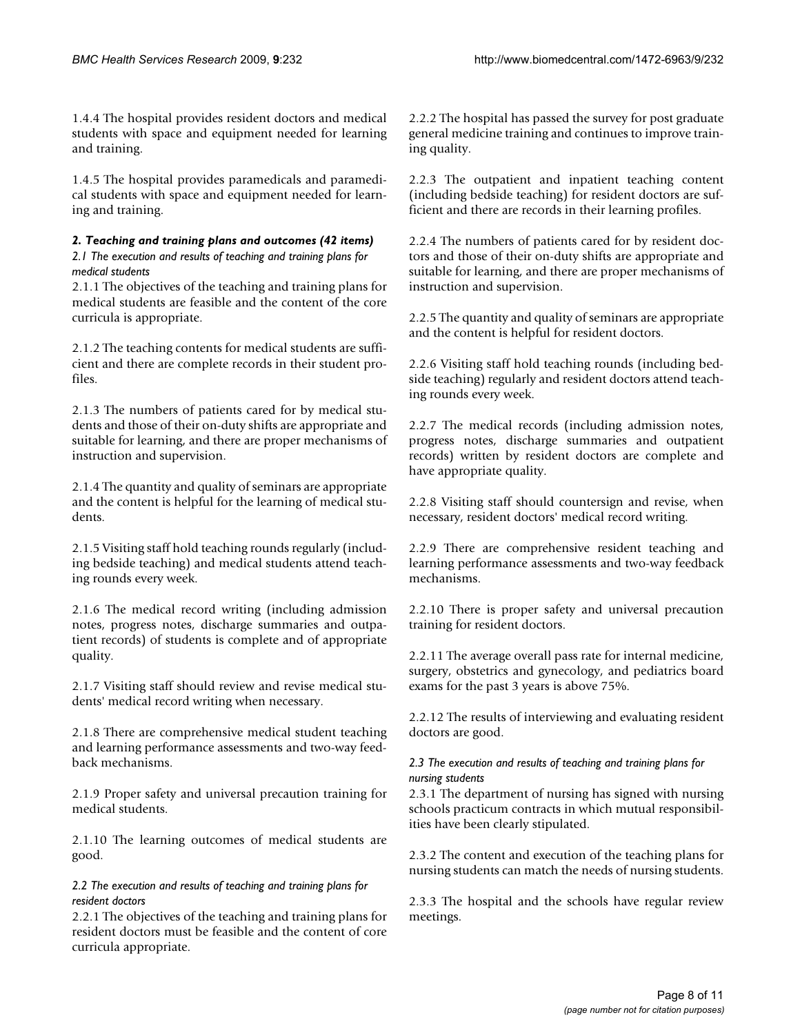1.4.4 The hospital provides resident doctors and medical students with space and equipment needed for learning and training.

1.4.5 The hospital provides paramedicals and paramedical students with space and equipment needed for learning and training.

### *2. Teaching and training plans and outcomes (42 items)*

#### *2.1 The execution and results of teaching and training plans for medical students*

2.1.1 The objectives of the teaching and training plans for medical students are feasible and the content of the core curricula is appropriate.

2.1.2 The teaching contents for medical students are sufficient and there are complete records in their student profiles.

2.1.3 The numbers of patients cared for by medical students and those of their on-duty shifts are appropriate and suitable for learning, and there are proper mechanisms of instruction and supervision.

2.1.4 The quantity and quality of seminars are appropriate and the content is helpful for the learning of medical students.

2.1.5 Visiting staff hold teaching rounds regularly (including bedside teaching) and medical students attend teaching rounds every week.

2.1.6 The medical record writing (including admission notes, progress notes, discharge summaries and outpatient records) of students is complete and of appropriate quality.

2.1.7 Visiting staff should review and revise medical students' medical record writing when necessary.

2.1.8 There are comprehensive medical student teaching and learning performance assessments and two-way feedback mechanisms.

2.1.9 Proper safety and universal precaution training for medical students.

2.1.10 The learning outcomes of medical students are good.

#### *2.2 The execution and results of teaching and training plans for resident doctors*

2.2.1 The objectives of the teaching and training plans for resident doctors must be feasible and the content of core curricula appropriate.

2.2.2 The hospital has passed the survey for post graduate general medicine training and continues to improve training quality.

2.2.3 The outpatient and inpatient teaching content (including bedside teaching) for resident doctors are sufficient and there are records in their learning profiles.

2.2.4 The numbers of patients cared for by resident doctors and those of their on-duty shifts are appropriate and suitable for learning, and there are proper mechanisms of instruction and supervision.

2.2.5 The quantity and quality of seminars are appropriate and the content is helpful for resident doctors.

2.2.6 Visiting staff hold teaching rounds (including bedside teaching) regularly and resident doctors attend teaching rounds every week.

2.2.7 The medical records (including admission notes, progress notes, discharge summaries and outpatient records) written by resident doctors are complete and have appropriate quality.

2.2.8 Visiting staff should countersign and revise, when necessary, resident doctors' medical record writing.

2.2.9 There are comprehensive resident teaching and learning performance assessments and two-way feedback mechanisms.

2.2.10 There is proper safety and universal precaution training for resident doctors.

2.2.11 The average overall pass rate for internal medicine, surgery, obstetrics and gynecology, and pediatrics board exams for the past 3 years is above 75%.

2.2.12 The results of interviewing and evaluating resident doctors are good.

#### *2.3 The execution and results of teaching and training plans for nursing students*

2.3.1 The department of nursing has signed with nursing schools practicum contracts in which mutual responsibilities have been clearly stipulated.

2.3.2 The content and execution of the teaching plans for nursing students can match the needs of nursing students.

2.3.3 The hospital and the schools have regular review meetings.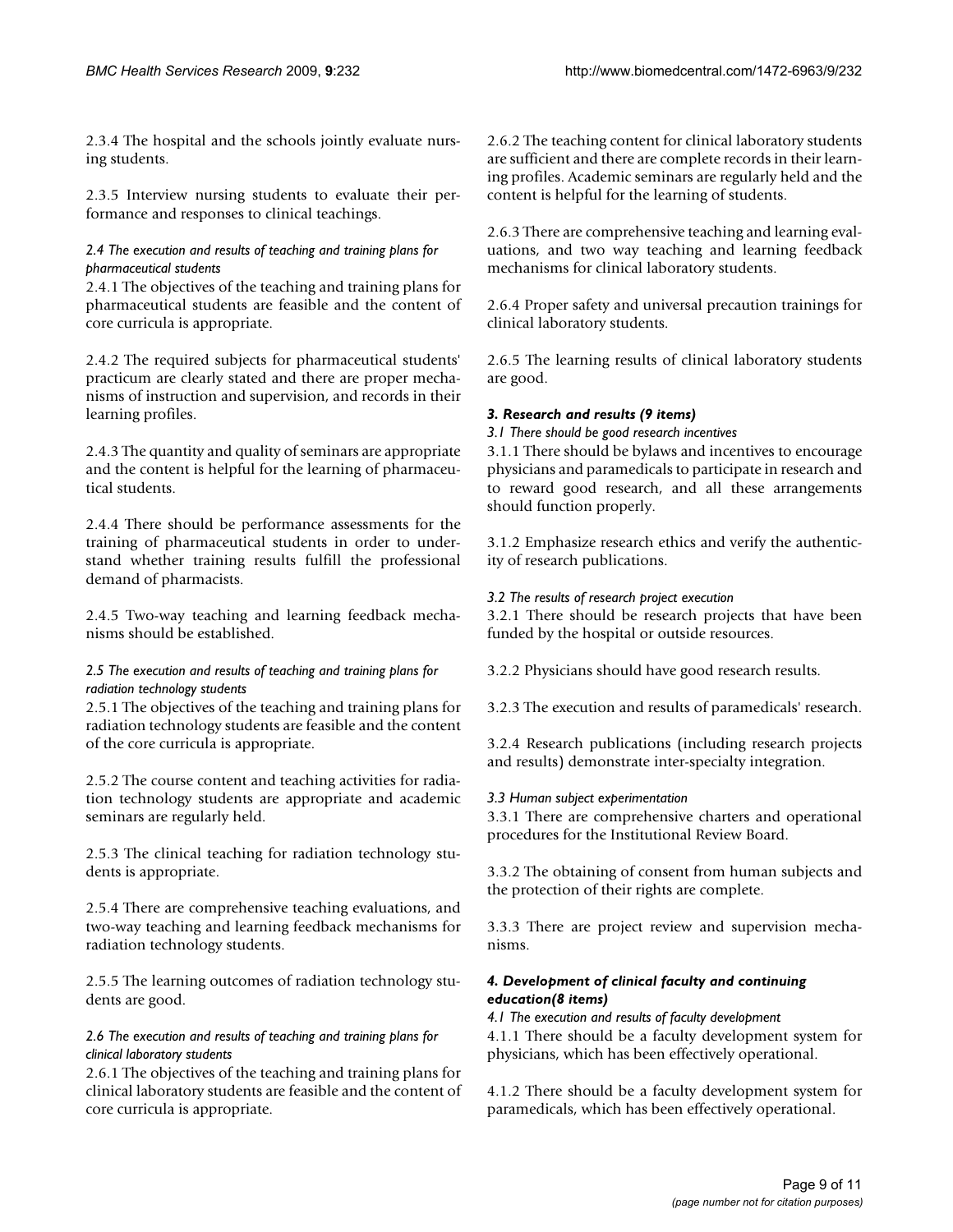2.3.4 The hospital and the schools jointly evaluate nursing students.

2.3.5 Interview nursing students to evaluate their performance and responses to clinical teachings.

*2.4 The execution and results of teaching and training plans for pharmaceutical students*

2.4.1 The objectives of the teaching and training plans for pharmaceutical students are feasible and the content of core curricula is appropriate.

2.4.2 The required subjects for pharmaceutical students' practicum are clearly stated and there are proper mechanisms of instruction and supervision, and records in their learning profiles.

2.4.3 The quantity and quality of seminars are appropriate and the content is helpful for the learning of pharmaceutical students.

2.4.4 There should be performance assessments for the training of pharmaceutical students in order to understand whether training results fulfill the professional demand of pharmacists.

2.4.5 Two-way teaching and learning feedback mechanisms should be established.

*2.5 The execution and results of teaching and training plans for radiation technology students*

2.5.1 The objectives of the teaching and training plans for radiation technology students are feasible and the content of the core curricula is appropriate.

2.5.2 The course content and teaching activities for radiation technology students are appropriate and academic seminars are regularly held.

2.5.3 The clinical teaching for radiation technology students is appropriate.

2.5.4 There are comprehensive teaching evaluations, and two-way teaching and learning feedback mechanisms for radiation technology students.

2.5.5 The learning outcomes of radiation technology students are good.

*2.6 The execution and results of teaching and training plans for clinical laboratory students*

2.6.1 The objectives of the teaching and training plans for clinical laboratory students are feasible and the content of core curricula is appropriate.

2.6.2 The teaching content for clinical laboratory students are sufficient and there are complete records in their learning profiles. Academic seminars are regularly held and the content is helpful for the learning of students.

2.6.3 There are comprehensive teaching and learning evaluations, and two way teaching and learning feedback mechanisms for clinical laboratory students.

2.6.4 Proper safety and universal precaution trainings for clinical laboratory students.

2.6.5 The learning results of clinical laboratory students are good.

***3. Research and results (9 items)***

*3.1 There should be good research incentives*

3.1.1 There should be bylaws and incentives to encourage physicians and paramedicals to participate in research and to reward good research, and all these arrangements should function properly.

3.1.2 Emphasize research ethics and verify the authenticity of research publications.

*3.2 The results of research project execution*

3.2.1 There should be research projects that have been funded by the hospital or outside resources.

3.2.2 Physicians should have good research results.

3.2.3 The execution and results of paramedicals' research.

3.2.4 Research publications (including research projects and results) demonstrate inter-specialty integration.

*3.3 Human subject experimentation*

3.3.1 There are comprehensive charters and operational procedures for the Institutional Review Board.

3.3.2 The obtaining of consent from human subjects and the protection of their rights are complete.

3.3.3 There are project review and supervision mechanisms.

***4. Development of clinical faculty and continuing education(8 items)***

*4.1 The execution and results of faculty development*

4.1.1 There should be a faculty development system for physicians, which has been effectively operational.

4.1.2 There should be a faculty development system for paramedicals, which has been effectively operational.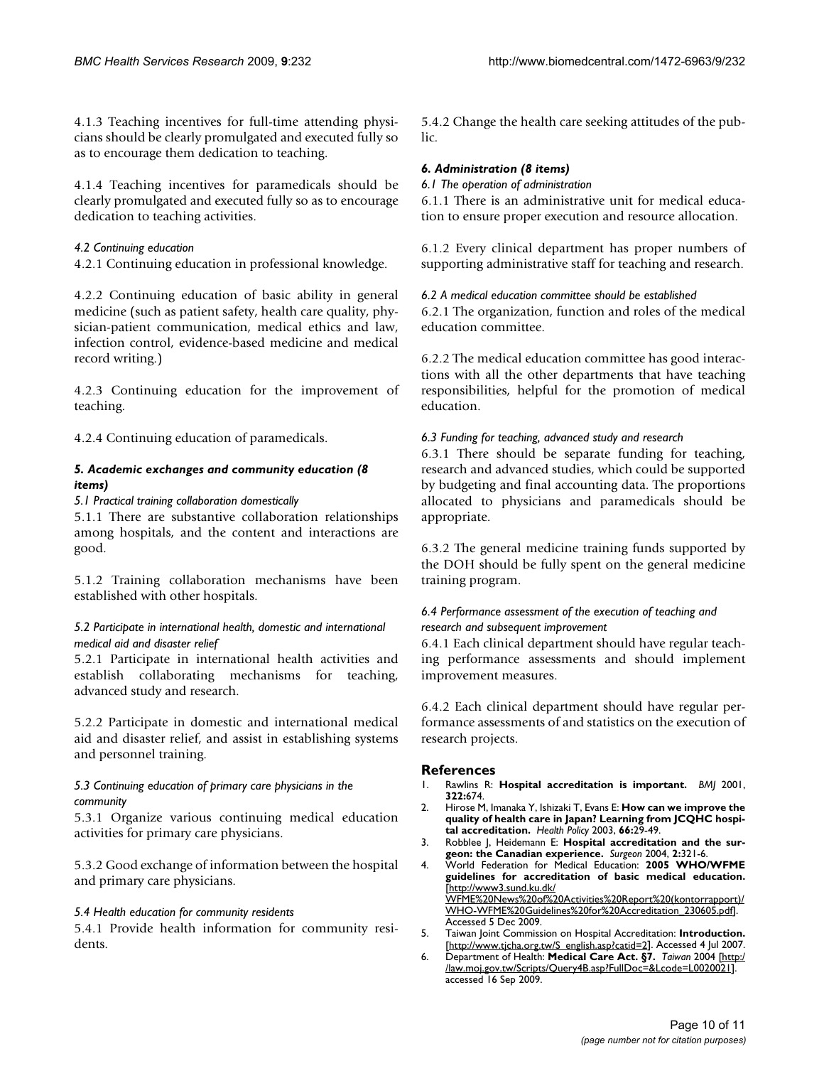4.1.3 Teaching incentives for full-time attending physicians should be clearly promulgated and executed fully so as to encourage them dedication to teaching.

4.1.4 Teaching incentives for paramedicals should be clearly promulgated and executed fully so as to encourage dedication to teaching activities.

*4.2 Continuing education*

4.2.1 Continuing education in professional knowledge.

4.2.2 Continuing education of basic ability in general medicine (such as patient safety, health care quality, physician-patient communication, medical ethics and law, infection control, evidence-based medicine and medical record writing.)

4.2.3 Continuing education for the improvement of teaching.

4.2.4 Continuing education of paramedicals.

***5. Academic exchanges and community education (8 items)***

*5.1 Practical training collaboration domestically*

5.1.1 There are substantive collaboration relationships among hospitals, and the content and interactions are good.

5.1.2 Training collaboration mechanisms have been established with other hospitals.

*5.2 Participate in international health, domestic and international medical aid and disaster relief*

5.2.1 Participate in international health activities and establish collaborating mechanisms for teaching, advanced study and research.

5.2.2 Participate in domestic and international medical aid and disaster relief, and assist in establishing systems and personnel training.

*5.3 Continuing education of primary care physicians in the community*

5.3.1 Organize various continuing medical education activities for primary care physicians.

5.3.2 Good exchange of information between the hospital and primary care physicians.

*5.4 Health education for community residents*

5.4.1 Provide health information for community residents.

5.4.2 Change the health care seeking attitudes of the public.

***6. Administration (8 items)***

*6.1 The operation of administration*

6.1.1 There is an administrative unit for medical education to ensure proper execution and resource allocation.

6.1.2 Every clinical department has proper numbers of supporting administrative staff for teaching and research.

*6.2 A medical education committee should be established*

6.2.1 The organization, function and roles of the medical education committee.

6.2.2 The medical education committee has good interactions with all the other departments that have teaching responsibilities, helpful for the promotion of medical education.

*6.3 Funding for teaching, advanced study and research*

6.3.1 There should be separate funding for teaching, research and advanced studies, which could be supported by budgeting and final accounting data. The proportions allocated to physicians and paramedicals should be appropriate.

6.3.2 The general medicine training funds supported by the DOH should be fully spent on the general medicine training program.

*6.4 Performance assessment of the execution of teaching and research and subsequent improvement*

6.4.1 Each clinical department should have regular teaching performance assessments and should implement improvement measures.

6.4.2 Each clinical department should have regular performance assessments of and statistics on the execution of research projects.

## References

1. Rawlins R: **Hospital accreditation is important.** *BMJ* 2001, **322:**674.
2. Hirose M, Imanaka Y, Ishizaki T, Evans E: **How can we improve the quality of health care in Japan? Learning from JCQHC hospital accreditation.** *Health Policy* 2003, **66:**29-49.
3. Robblee J, Heidemann E: **Hospital accreditation and the surgeon: the Canadian experience.** *Surgeon* 2004, **2:**321-6.
4. World Federation for Medical Education: **2005 WHO/WFME guidelines for accreditation of basic medical education.** [http://www3.sund.ku.dk/WFME%20News%20of%20Activities%20Report%20(kontorrapport)/WHO-WFME%20Guidelines%20for%20Accreditation_230605.pdf]. Accessed 5 Dec 2009.
5. Taiwan Joint Commission on Hospital Accreditation: **Introduction.** [http://www.tjcha.org.tw/S_english.asp?catid=2]. Accessed 4 Jul 2007.
6. Department of Health: **Medical Care Act. §7.** *Taiwan* 2004 [http://law.moj.gov.tw/Scripts/Query4B.asp?FullDoc=&Lcode=L0020021]. accessed 16 Sep 2009.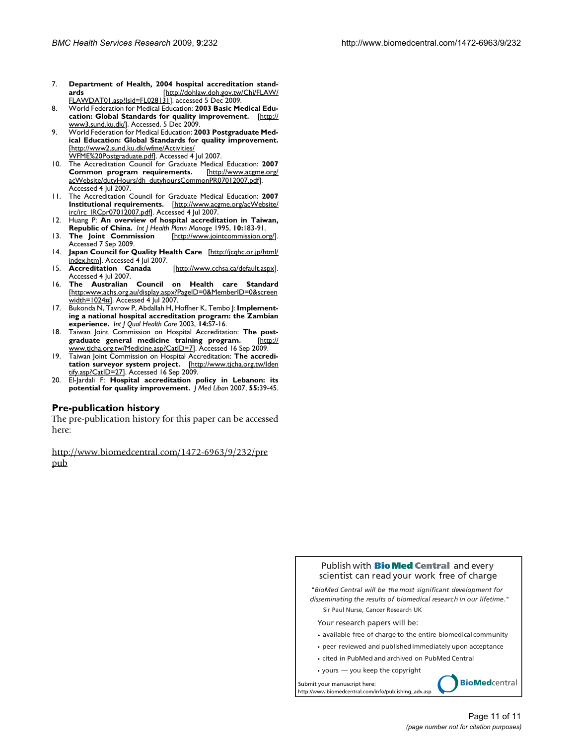7. **Department of Health, 2004 hospital accreditation standards** [http://dohlaw.doh.gov.tw/Chi/FLAW/FLAWDAT01.asp?lsid=FL028131]. accessed 5 Dec 2009.
8. World Federation for Medical Education: **2003 Basic Medical Education: Global Standards for quality improvement.** [http://www3.sund.ku.dk/]. Accessed, 5 Dec 2009.
9. World Federation for Medical Education: **2003 Postgraduate Medical Education: Global Standards for quality improvement.** [http://www2.sund.ku.dk/wfme/Activities/WFME%20Postgraduate.pdf]. Accessed 4 Jul 2007.
10. The Accreditation Council for Graduate Medical Education: **2007 Common program requirements.** [http://www.acgme.org/acWebsite/dutyHours/dh_dutyhoursCommonPR07012007.pdf]. Accessed 4 Jul 2007.
11. The Accreditation Council for Graduate Medical Education: **2007 Institutional requirements.** [http://www.acgme.org/acWebsite/irc/irc_IRCpr07012007.pdf]. Accessed 4 Jul 2007.
12. Huang P: **An overview of hospital accreditation in Taiwan, Republic of China.** *Int J Health Plann Manage* 1995, **10:**183-91.
13. **The Joint Commission** [http://www.jointcommission.org/]. Accessed 7 Sep 2009.
14. **Japan Council for Quality Health Care** [http://jcqhc.or.jp/html/index.htm]. Accessed 4 Jul 2007.
15. **Accreditation Canada** [http://www.cchsa.ca/default.aspx]. Accessed 4 Jul 2007.
16. **The Australian Council on Health care Standard** [http:www.achs.org.au/display.aspx?PageID=0&MemberID=0&screenwidth=1024#]. Accessed 4 Jul 2007.
17. Bukonda N, Tavrow P, Abdallah H, Hoffner K, Tembo J: **Implementing a national hospital accreditation program: the Zambian experience.** *Int J Qual Health Care* 2003, **14:**S7-16.
18. Taiwan Joint Commission on Hospital Accreditation: **The postgraduate general medicine training program.** [http://www.tjcha.org.tw/Medicine.asp?CatID=7]. Accessed 16 Sep 2009.
19. Taiwan Joint Commission on Hospital Accreditation: **The accreditation surveyor system project.** [http://www.tjcha.org.tw/Identify.asp?CatID=27]. Accessed 16 Sep 2009.
20. El-Jardali F: **Hospital accreditation policy in Lebanon: its potential for quality improvement.** *J Med Liban* 2007, **55:**39-45.

## Pre-publication history

The pre-publication history for this paper can be accessed here:

http://www.biomedcentral.com/1472-6963/9/232/prepub

Publish with **BioMed Central** and every scientist can read your work free of charge

*"BioMed Central will be the most significant development for disseminating the results of biomedical research in our lifetime."*

Sir Paul Nurse, Cancer Research UK

Your research papers will be:

- available free of charge to the entire biomedical community
- peer reviewed and published immediately upon acceptance
- cited in PubMed and archived on PubMed Central
- yours — you keep the copyright

Submit your manuscript here:
http://www.biomedcentral.com/info/publishing_adv.asp

BioMedcentral